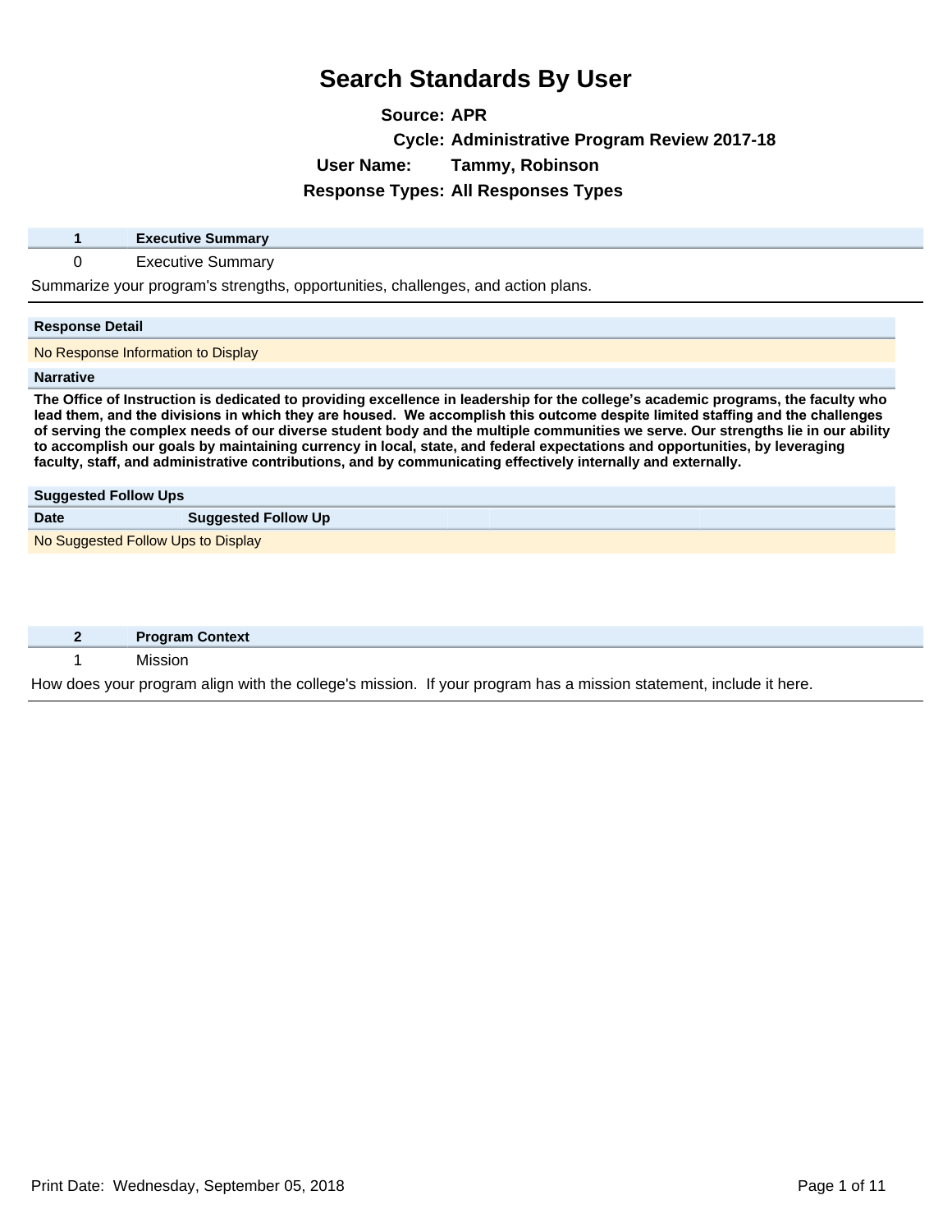# Search Standards By User

**Source:** APR

**Cycle:** Administrative Program Review 2017-18

**User Name:** Tammy, Robinson

**Response Types:** All Responses Types

| 1 | Executive Summary |
|---|---|
| 0 | Executive Summary |

Summarize your program's strengths, opportunities, challenges, and action plans.

**Response Detail**

No Response Information to Display

**Narrative**

**The Office of Instruction is dedicated to providing excellence in leadership for the college's academic programs, the faculty who lead them, and the divisions in which they are housed. We accomplish this outcome despite limited staffing and the challenges of serving the complex needs of our diverse student body and the multiple communities we serve. Our strengths lie in our ability to accomplish our goals by maintaining currency in local, state, and federal expectations and opportunities, by leveraging faculty, staff, and administrative contributions, and by communicating effectively internally and externally.**

**Suggested Follow Ups**

| Date | Suggested Follow Up |
|---|---|
| No Suggested Follow Ups to Display | |

| 2 | Program Context |
|---|---|
| 1 | Mission |

How does your program align with the college's mission. If your program has a mission statement, include it here.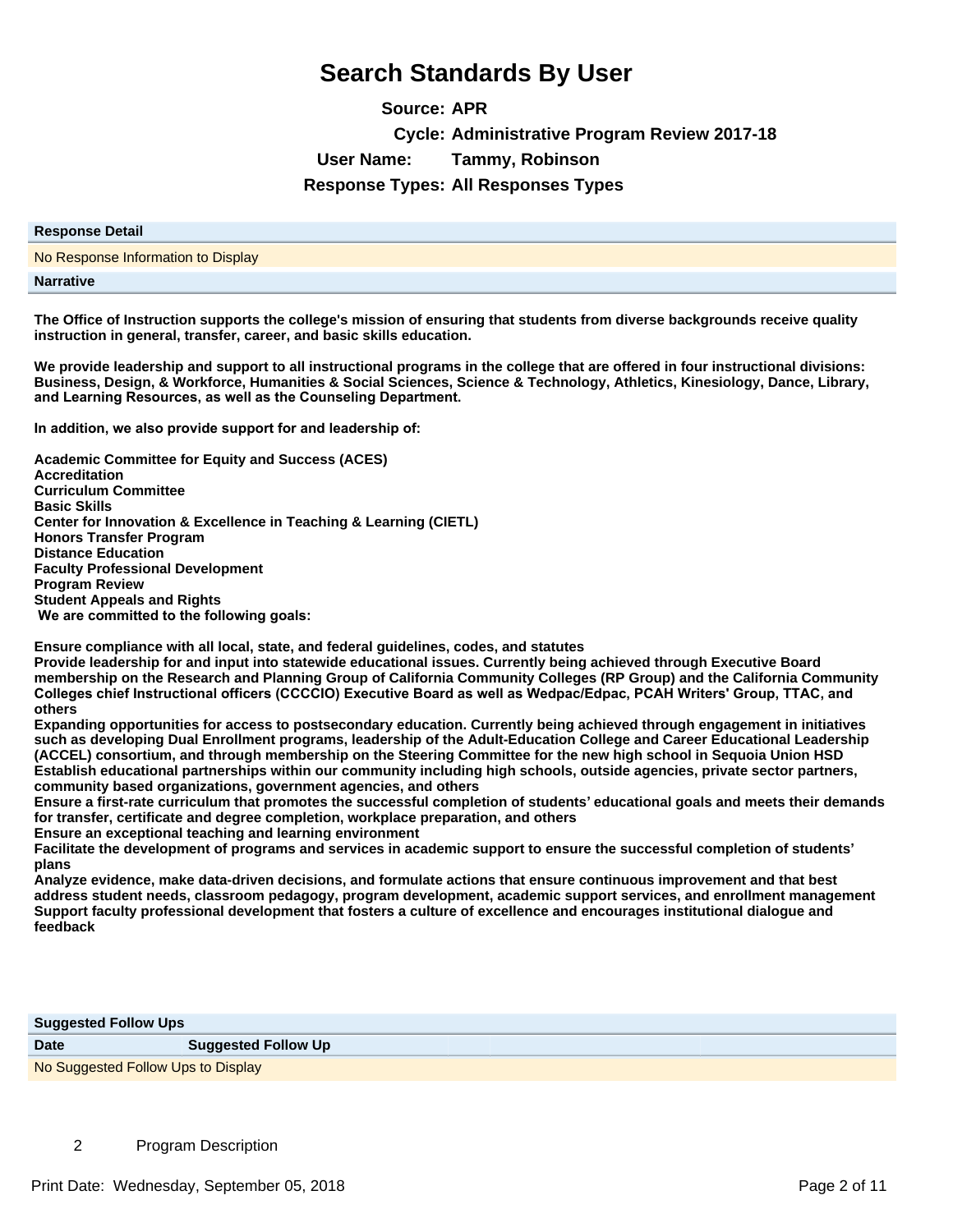# Search Standards By User

**Source:** APR

**Cycle:** Administrative Program Review 2017-18

**User Name:** Tammy, Robinson

**Response Types:** All Responses Types

| Response Detail |
|---|
| No Response Information to Display |

**Narrative**

**The Office of Instruction supports the college's mission of ensuring that students from diverse backgrounds receive quality instruction in general, transfer, career, and basic skills education.**

**We provide leadership and support to all instructional programs in the college that are offered in four instructional divisions: Business, Design, & Workforce, Humanities & Social Sciences, Science & Technology, Athletics, Kinesiology, Dance, Library, and Learning Resources, as well as the Counseling Department.**

**In addition, we also provide support for and leadership of:**

**Academic Committee for Equity and Success (ACES)**
**Accreditation**
**Curriculum Committee**
**Basic Skills**
**Center for Innovation & Excellence in Teaching & Learning (CIETL)**
**Honors Transfer Program**
**Distance Education**
**Faculty Professional Development**
**Program Review**
**Student Appeals and Rights**
**We are committed to the following goals:**

**Ensure compliance with all local, state, and federal guidelines, codes, and statutes**
**Provide leadership for and input into statewide educational issues. Currently being achieved through Executive Board membership on the Research and Planning Group of California Community Colleges (RP Group) and the California Community Colleges chief Instructional officers (CCCCIO) Executive Board as well as Wedpac/Edpac, PCAH Writers' Group, TTAC, and others**
**Expanding opportunities for access to postsecondary education. Currently being achieved through engagement in initiatives such as developing Dual Enrollment programs, leadership of the Adult-Education College and Career Educational Leadership (ACCEL) consortium, and through membership on the Steering Committee for the new high school in Sequoia Union HSD**
**Establish educational partnerships within our community including high schools, outside agencies, private sector partners, community based organizations, government agencies, and others**
**Ensure a first-rate curriculum that promotes the successful completion of students' educational goals and meets their demands for transfer, certificate and degree completion, workplace preparation, and others**
**Ensure an exceptional teaching and learning environment**
**Facilitate the development of programs and services in academic support to ensure the successful completion of students' plans**
**Analyze evidence, make data-driven decisions, and formulate actions that ensure continuous improvement and that best address student needs, classroom pedagogy, program development, academic support services, and enrollment management**
**Support faculty professional development that fosters a culture of excellence and encourages institutional dialogue and feedback**

**Suggested Follow Ups**

| Date | Suggested Follow Up |
|---|---|
| No Suggested Follow Ups to Display | |

2 Program Description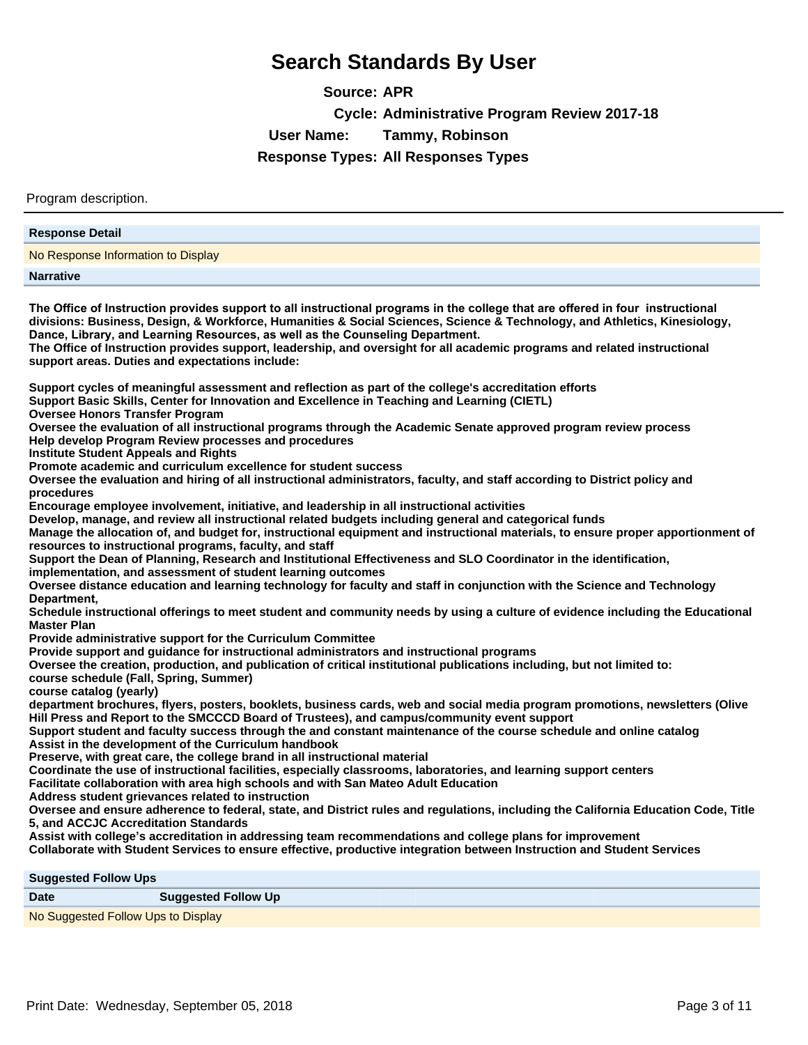# Search Standards By User

**Source:** APR

**Cycle:** Administrative Program Review 2017-18

**User Name:** Tammy, Robinson

**Response Types:** All Responses Types

Program description.

**Response Detail**

No Response Information to Display

**Narrative**

**The Office of Instruction provides support to all instructional programs in the college that are offered in four instructional divisions: Business, Design, & Workforce, Humanities & Social Sciences, Science & Technology, and Athletics, Kinesiology, Dance, Library, and Learning Resources, as well as the Counseling Department.**
**The Office of Instruction provides support, leadership, and oversight for all academic programs and related instructional support areas. Duties and expectations include:**

**Support cycles of meaningful assessment and reflection as part of the college's accreditation efforts**
**Support Basic Skills, Center for Innovation and Excellence in Teaching and Learning (CIETL)**
**Oversee Honors Transfer Program**
**Oversee the evaluation of all instructional programs through the Academic Senate approved program review process**
**Help develop Program Review processes and procedures**
**Institute Student Appeals and Rights**
**Promote academic and curriculum excellence for student success**
**Oversee the evaluation and hiring of all instructional administrators, faculty, and staff according to District policy and procedures**
**Encourage employee involvement, initiative, and leadership in all instructional activities**
**Develop, manage, and review all instructional related budgets including general and categorical funds**
**Manage the allocation of, and budget for, instructional equipment and instructional materials, to ensure proper apportionment of resources to instructional programs, faculty, and staff**
**Support the Dean of Planning, Research and Institutional Effectiveness and SLO Coordinator in the identification, implementation, and assessment of student learning outcomes**
**Oversee distance education and learning technology for faculty and staff in conjunction with the Science and Technology Department,**
**Schedule instructional offerings to meet student and community needs by using a culture of evidence including the Educational Master Plan**
**Provide administrative support for the Curriculum Committee**
**Provide support and guidance for instructional administrators and instructional programs**
**Oversee the creation, production, and publication of critical institutional publications including, but not limited to:**
**course schedule (Fall, Spring, Summer)**
**course catalog (yearly)**
**department brochures, flyers, posters, booklets, business cards, web and social media program promotions, newsletters (Olive Hill Press and Report to the SMCCCD Board of Trustees), and campus/community event support**
**Support student and faculty success through the and constant maintenance of the course schedule and online catalog**
**Assist in the development of the Curriculum handbook**
**Preserve, with great care, the college brand in all instructional material**
**Coordinate the use of instructional facilities, especially classrooms, laboratories, and learning support centers**
**Facilitate collaboration with area high schools and with San Mateo Adult Education**
**Address student grievances related to instruction**
**Oversee and ensure adherence to federal, state, and District rules and regulations, including the California Education Code, Title 5, and ACCJC Accreditation Standards**
**Assist with college's accreditation in addressing team recommendations and college plans for improvement**
**Collaborate with Student Services to ensure effective, productive integration between Instruction and Student Services**

**Suggested Follow Ups**

| Date | Suggested Follow Up |
|---|---|
| No Suggested Follow Ups to Display | |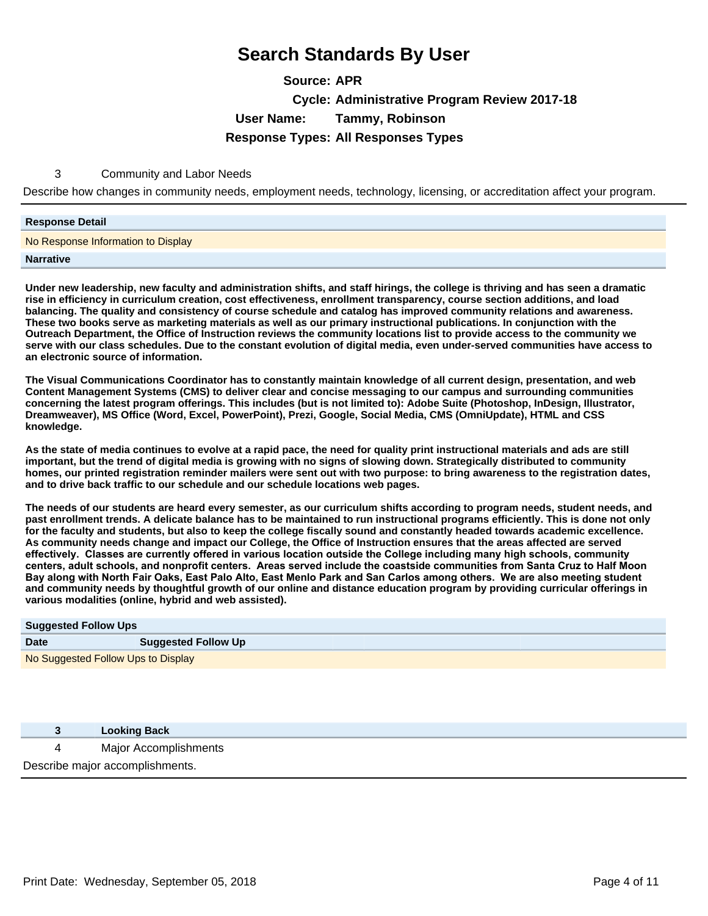# Search Standards By User

**Source:** APR

**Cycle:** Administrative Program Review 2017-18

**User Name:** Tammy, Robinson

**Response Types:** All Responses Types

3 Community and Labor Needs

Describe how changes in community needs, employment needs, technology, licensing, or accreditation affect your program.

| Response Detail |
|---|
| No Response Information to Display |

**Narrative**

**Under new leadership, new faculty and administration shifts, and staff hirings, the college is thriving and has seen a dramatic rise in efficiency in curriculum creation, cost effectiveness, enrollment transparency, course section additions, and load balancing. The quality and consistency of course schedule and catalog has improved community relations and awareness. These two books serve as marketing materials as well as our primary instructional publications. In conjunction with the Outreach Department, the Office of Instruction reviews the community locations list to provide access to the community we serve with our class schedules. Due to the constant evolution of digital media, even under-served communities have access to an electronic source of information.**

**The Visual Communications Coordinator has to constantly maintain knowledge of all current design, presentation, and web Content Management Systems (CMS) to deliver clear and concise messaging to our campus and surrounding communities concerning the latest program offerings. This includes (but is not limited to): Adobe Suite (Photoshop, InDesign, Illustrator, Dreamweaver), MS Office (Word, Excel, PowerPoint), Prezi, Google, Social Media, CMS (OmniUpdate), HTML and CSS knowledge.**

**As the state of media continues to evolve at a rapid pace, the need for quality print instructional materials and ads are still important, but the trend of digital media is growing with no signs of slowing down. Strategically distributed to community homes, our printed registration reminder mailers were sent out with two purpose: to bring awareness to the registration dates, and to drive back traffic to our schedule and our schedule locations web pages.**

**The needs of our students are heard every semester, as our curriculum shifts according to program needs, student needs, and past enrollment trends. A delicate balance has to be maintained to run instructional programs efficiently. This is done not only for the faculty and students, but also to keep the college fiscally sound and constantly headed towards academic excellence. As community needs change and impact our College, the Office of Instruction ensures that the areas affected are served effectively. Classes are currently offered in various location outside the College including many high schools, community centers, adult schools, and nonprofit centers. Areas served include the coastside communities from Santa Cruz to Half Moon Bay along with North Fair Oaks, East Palo Alto, East Menlo Park and San Carlos among others. We are also meeting student and community needs by thoughtful growth of our online and distance education program by providing curricular offerings in various modalities (online, hybrid and web assisted).**

**Suggested Follow Ups**

| Date | Suggested Follow Up |
|---|---|
| No Suggested Follow Ups to Display | |

**3 Looking Back**

4 Major Accomplishments

Describe major accomplishments.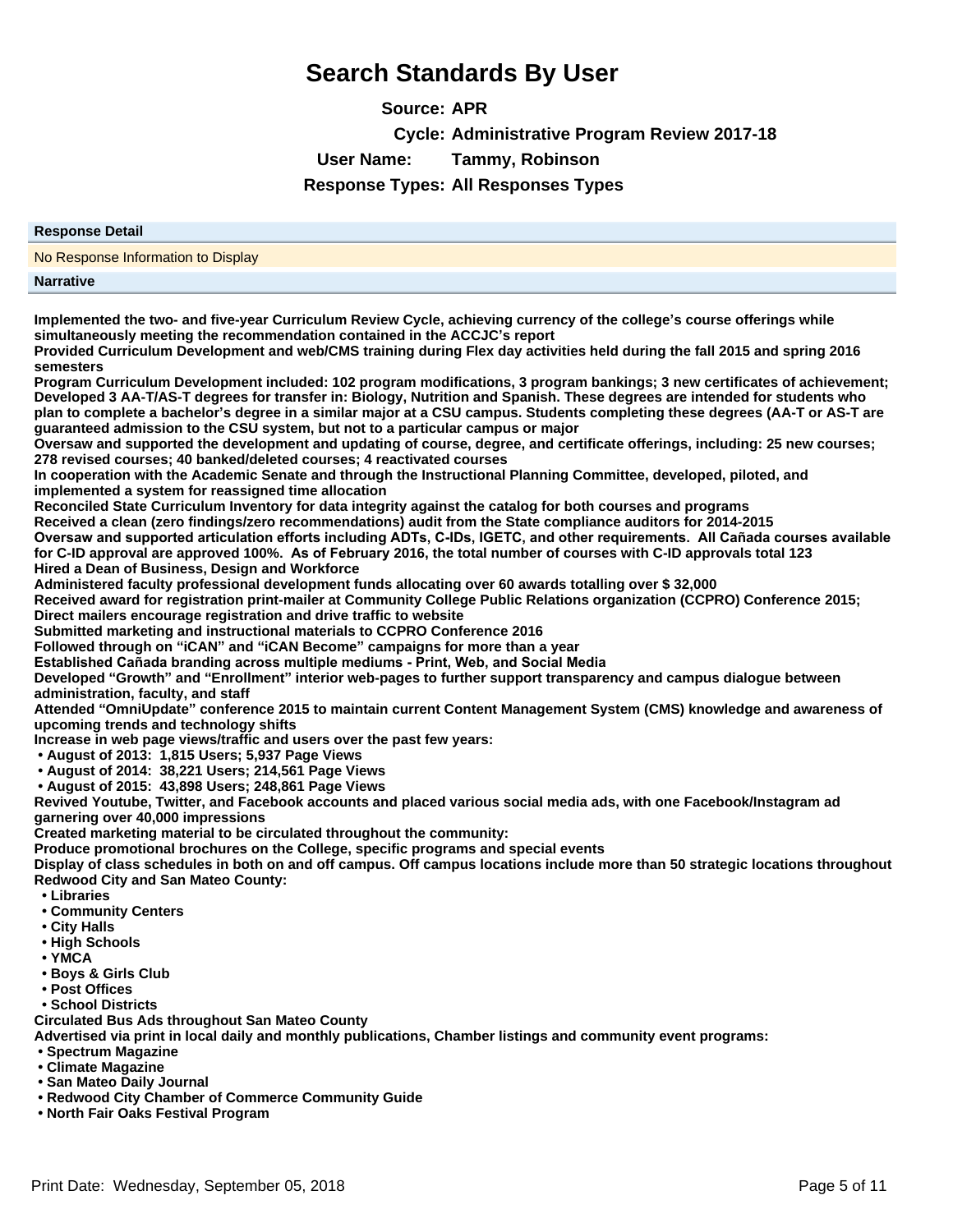# Search Standards By User

**Source:** APR

**Cycle:** Administrative Program Review 2017-18

**User Name:** Tammy, Robinson

**Response Types:** All Responses Types

| Response Detail |
|---|
| No Response Information to Display |

**Narrative**

**Implemented the two- and five-year Curriculum Review Cycle, achieving currency of the college's course offerings while simultaneously meeting the recommendation contained in the ACCJC's report**
**Provided Curriculum Development and web/CMS training during Flex day activities held during the fall 2015 and spring 2016 semesters**
**Program Curriculum Development included: 102 program modifications, 3 program bankings; 3 new certificates of achievement; Developed 3 AA-T/AS-T degrees for transfer in: Biology, Nutrition and Spanish. These degrees are intended for students who plan to complete a bachelor's degree in a similar major at a CSU campus. Students completing these degrees (AA-T or AS-T are guaranteed admission to the CSU system, but not to a particular campus or major**
**Oversaw and supported the development and updating of course, degree, and certificate offerings, including: 25 new courses; 278 revised courses; 40 banked/deleted courses; 4 reactivated courses**
**In cooperation with the Academic Senate and through the Instructional Planning Committee, developed, piloted, and implemented a system for reassigned time allocation**
**Reconciled State Curriculum Inventory for data integrity against the catalog for both courses and programs**
**Received a clean (zero findings/zero recommendations) audit from the State compliance auditors for 2014-2015**
**Oversaw and supported articulation efforts including ADTs, C-IDs, IGETC, and other requirements. All Cañada courses available for C-ID approval are approved 100%. As of February 2016, the total number of courses with C-ID approvals total 123**
**Hired a Dean of Business, Design and Workforce**
**Administered faculty professional development funds allocating over 60 awards totalling over $ 32,000**
**Received award for registration print-mailer at Community College Public Relations organization (CCPRO) Conference 2015; Direct mailers encourage registration and drive traffic to website**
**Submitted marketing and instructional materials to CCPRO Conference 2016**
**Followed through on "iCAN" and "iCAN Become" campaigns for more than a year**
**Established Cañada branding across multiple mediums - Print, Web, and Social Media**
**Developed "Growth" and "Enrollment" interior web-pages to further support transparency and campus dialogue between administration, faculty, and staff**
**Attended "OmniUpdate" conference 2015 to maintain current Content Management System (CMS) knowledge and awareness of upcoming trends and technology shifts**
**Increase in web page views/traffic and users over the past few years:**

- **August of 2013: 1,815 Users; 5,937 Page Views**
- **August of 2014: 38,221 Users; 214,561 Page Views**
- **August of 2015: 43,898 Users; 248,861 Page Views**

**Revived Youtube, Twitter, and Facebook accounts and placed various social media ads, with one Facebook/Instagram ad garnering over 40,000 impressions**
**Created marketing material to be circulated throughout the community:**
**Produce promotional brochures on the College, specific programs and special events**
**Display of class schedules in both on and off campus. Off campus locations include more than 50 strategic locations throughout Redwood City and San Mateo County:**

- **Libraries**
- **Community Centers**
- **City Halls**
- **High Schools**
- **YMCA**
- **Boys & Girls Club**
- **Post Offices**
- **School Districts**

**Circulated Bus Ads throughout San Mateo County**
**Advertised via print in local daily and monthly publications, Chamber listings and community event programs:**

- **Spectrum Magazine**
- **Climate Magazine**
- **San Mateo Daily Journal**
- **Redwood City Chamber of Commerce Community Guide**
- **North Fair Oaks Festival Program**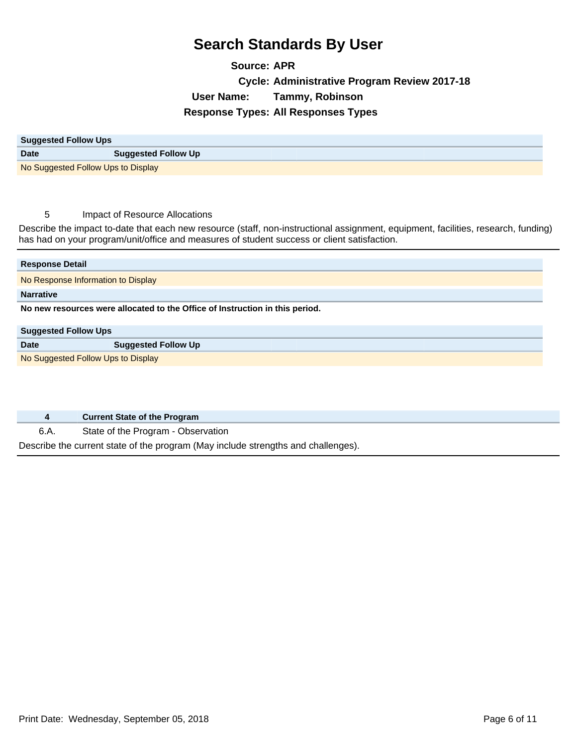# Search Standards By User

**Source:** APR
**Cycle:** Administrative Program Review 2017-18
**User Name:** Tammy, Robinson
**Response Types:** All Responses Types

| Suggested Follow Ups | |
|---|---|
| **Date** | **Suggested Follow Up** |
| No Suggested Follow Ups to Display | |

5 Impact of Resource Allocations

Describe the impact to-date that each new resource (staff, non-instructional assignment, equipment, facilities, research, funding) has had on your program/unit/office and measures of student success or client satisfaction.

**Response Detail**

No Response Information to Display

**Narrative**

**No new resources were allocated to the Office of Instruction in this period.**

| Suggested Follow Ups | |
|---|---|
| **Date** | **Suggested Follow Up** |
| No Suggested Follow Ups to Display | |

**4 Current State of the Program**

6.A. State of the Program - Observation

Describe the current state of the program (May include strengths and challenges).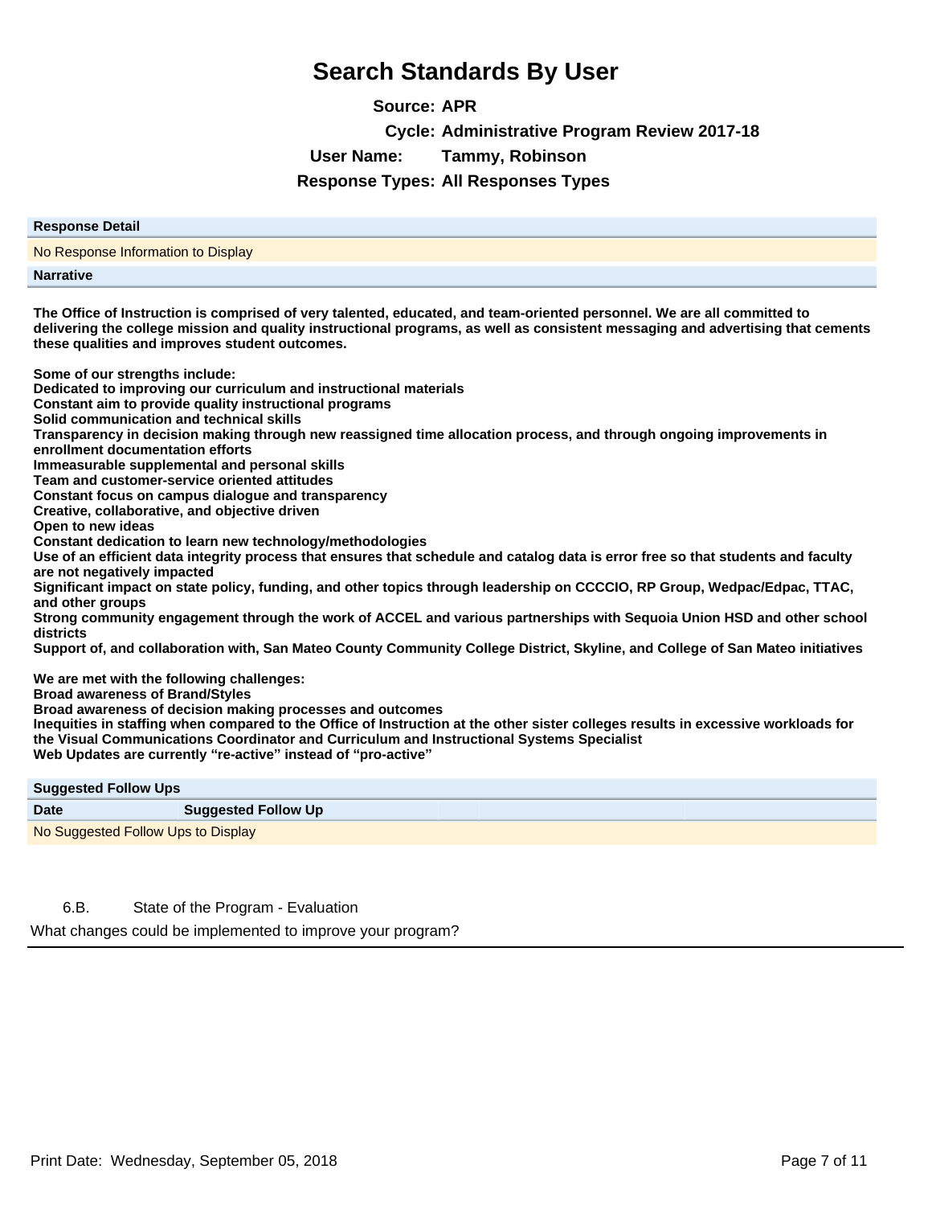# Search Standards By User

**Source:** APR

**Cycle:** Administrative Program Review 2017-18

**User Name:** Tammy, Robinson

**Response Types:** All Responses Types

| Response Detail |
|---|
| No Response Information to Display |

**Narrative**

**The Office of Instruction is comprised of very talented, educated, and team-oriented personnel. We are all committed to delivering the college mission and quality instructional programs, as well as consistent messaging and advertising that cements these qualities and improves student outcomes.**

**Some of our strengths include:**
**Dedicated to improving our curriculum and instructional materials**
**Constant aim to provide quality instructional programs**
**Solid communication and technical skills**
**Transparency in decision making through new reassigned time allocation process, and through ongoing improvements in enrollment documentation efforts**
**Immeasurable supplemental and personal skills**
**Team and customer-service oriented attitudes**
**Constant focus on campus dialogue and transparency**
**Creative, collaborative, and objective driven**
**Open to new ideas**
**Constant dedication to learn new technology/methodologies**
**Use of an efficient data integrity process that ensures that schedule and catalog data is error free so that students and faculty are not negatively impacted**
**Significant impact on state policy, funding, and other topics through leadership on CCCCIO, RP Group, Wedpac/Edpac, TTAC, and other groups**
**Strong community engagement through the work of ACCEL and various partnerships with Sequoia Union HSD and other school districts**
**Support of, and collaboration with, San Mateo County Community College District, Skyline, and College of San Mateo initiatives**

**We are met with the following challenges:**
**Broad awareness of Brand/Styles**
**Broad awareness of decision making processes and outcomes**
**Inequities in staffing when compared to the Office of Instruction at the other sister colleges results in excessive workloads for the Visual Communications Coordinator and Curriculum and Instructional Systems Specialist**
**Web Updates are currently "re-active" instead of "pro-active"**

**Suggested Follow Ups**

| Date | Suggested Follow Up |
|---|---|
| No Suggested Follow Ups to Display | |

6.B. State of the Program - Evaluation

What changes could be implemented to improve your program?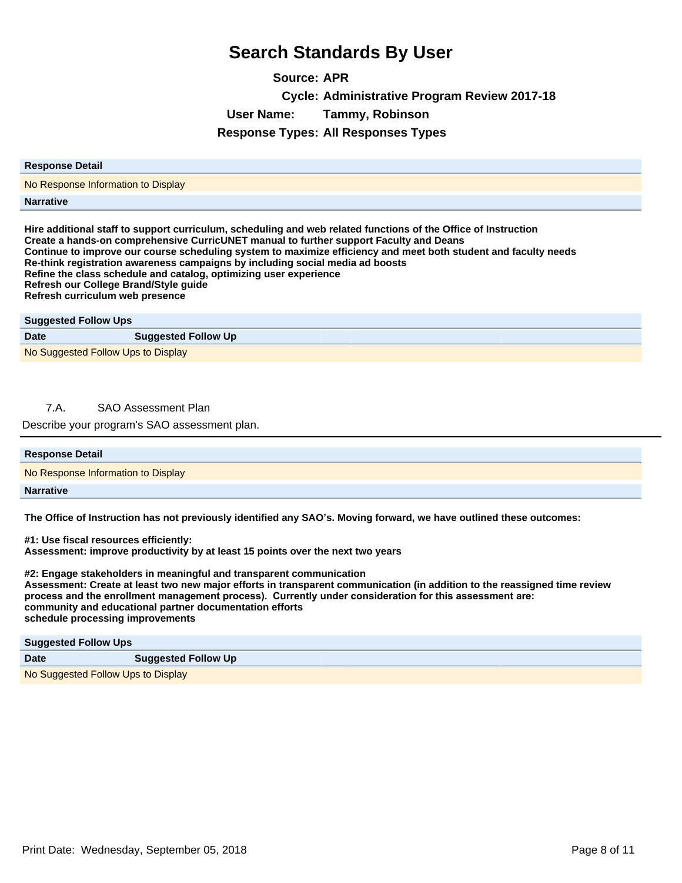# Search Standards By User

**Source:** APR

**Cycle:** Administrative Program Review 2017-18

**User Name:** Tammy, Robinson

**Response Types:** All Responses Types

| Response Detail |
| --- |
| No Response Information to Display |

**Narrative**

**Hire additional staff to support curriculum, scheduling and web related functions of the Office of Instruction**
**Create a hands-on comprehensive CurricUNET manual to further support Faculty and Deans**
**Continue to improve our course scheduling system to maximize efficiency and meet both student and faculty needs**
**Re-think registration awareness campaigns by including social media ad boosts**
**Refine the class schedule and catalog, optimizing user experience**
**Refresh our College Brand/Style guide**
**Refresh curriculum web presence**

**Suggested Follow Ups**

| Date | Suggested Follow Up |
| --- | --- |
| No Suggested Follow Ups to Display | |

7.A. SAO Assessment Plan

Describe your program's SAO assessment plan.

| Response Detail |
| --- |
| No Response Information to Display |

**Narrative**

**The Office of Instruction has not previously identified any SAO's. Moving forward, we have outlined these outcomes:**

**#1: Use fiscal resources efficiently:**
**Assessment: improve productivity by at least 15 points over the next two years**

**#2: Engage stakeholders in meaningful and transparent communication**
**Assessment: Create at least two new major efforts in transparent communication (in addition to the reassigned time review process and the enrollment management process). Currently under consideration for this assessment are:**
**community and educational partner documentation efforts**
**schedule processing improvements**

**Suggested Follow Ups**

| Date | Suggested Follow Up |
| --- | --- |
| No Suggested Follow Ups to Display | |

Print Date: Wednesday, September 05, 2018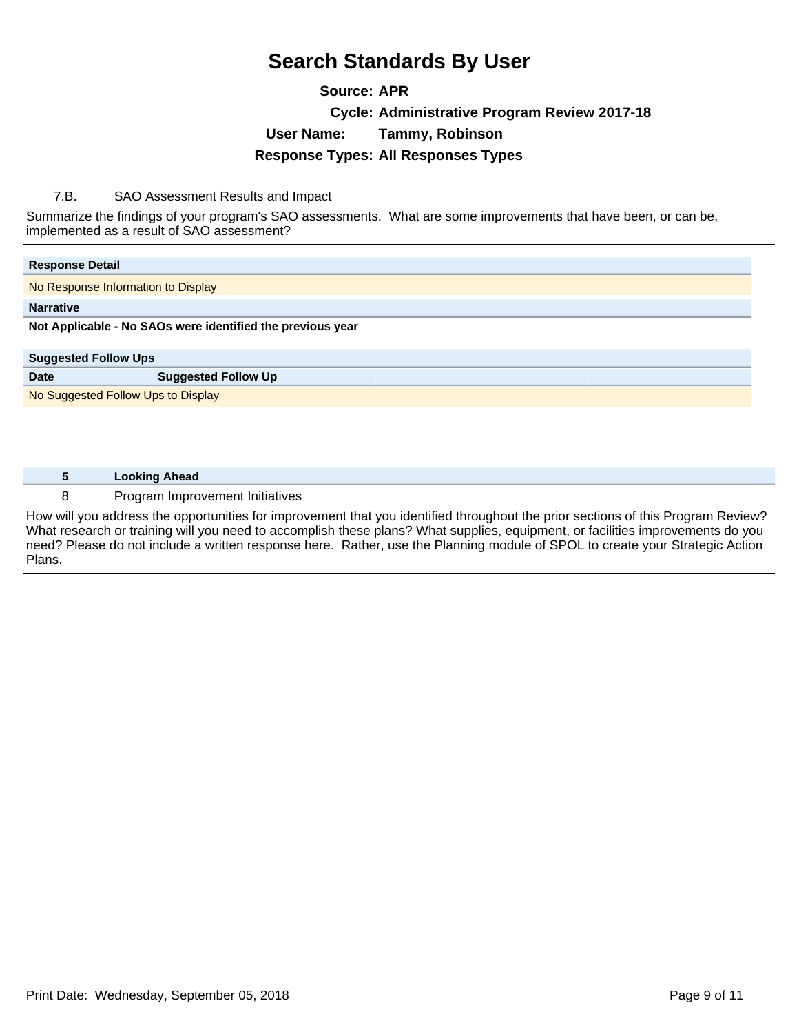# Search Standards By User

**Source:** APR

**Cycle:** Administrative Program Review 2017-18

**User Name:** Tammy, Robinson

**Response Types:** All Responses Types

7.B. SAO Assessment Results and Impact

Summarize the findings of your program's SAO assessments. What are some improvements that have been, or can be, implemented as a result of SAO assessment?

**Response Detail**

No Response Information to Display

**Narrative**

**Not Applicable - No SAOs were identified the previous year**

**Suggested Follow Ups**

| Date | Suggested Follow Up |
|---|---|
| No Suggested Follow Ups to Display | |

**5 Looking Ahead**

8 Program Improvement Initiatives

How will you address the opportunities for improvement that you identified throughout the prior sections of this Program Review? What research or training will you need to accomplish these plans? What supplies, equipment, or facilities improvements do you need? Please do not include a written response here. Rather, use the Planning module of SPOL to create your Strategic Action Plans.

Print Date: Wednesday, September 05, 2018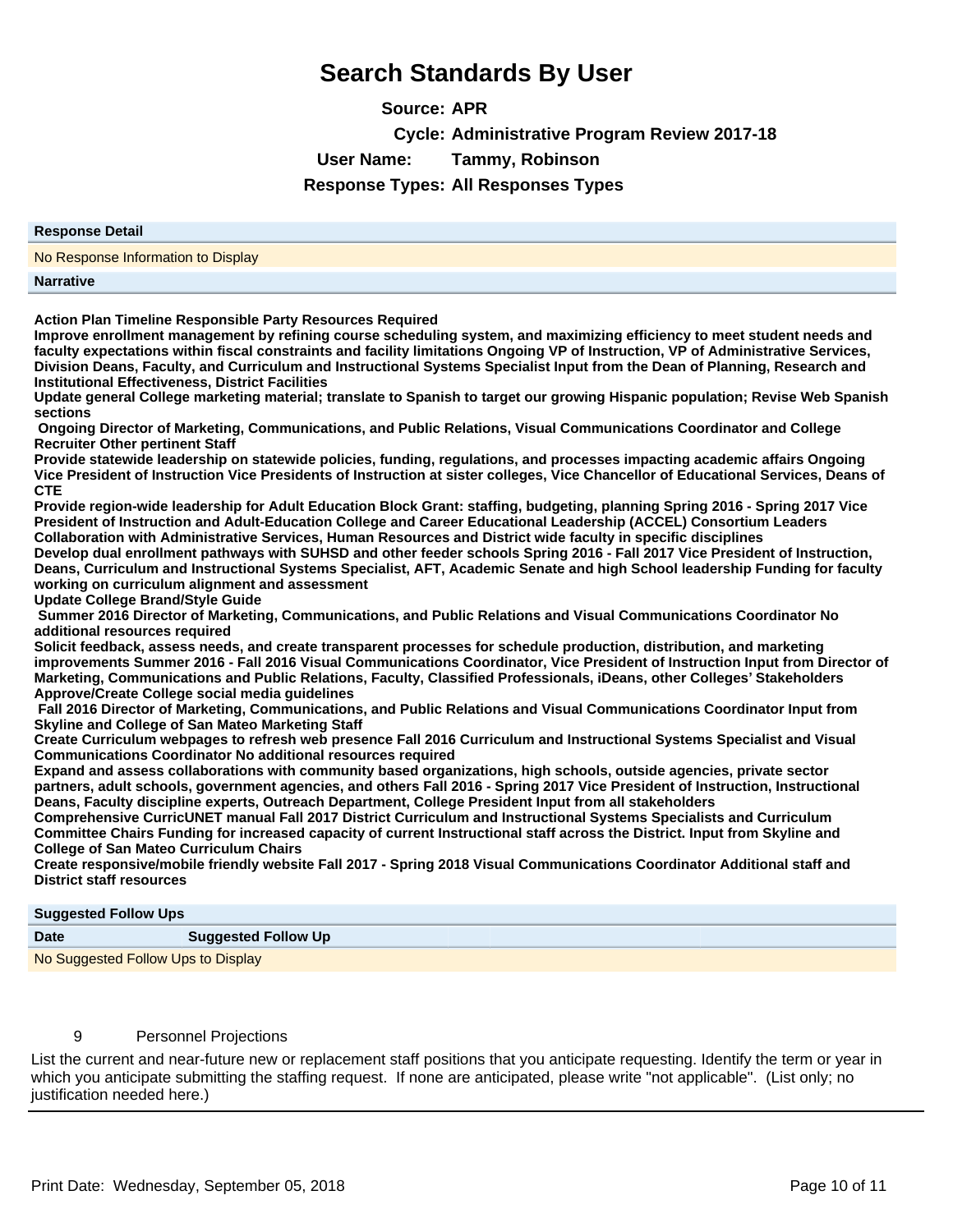# Search Standards By User

**Source:** APR

**Cycle:** Administrative Program Review 2017-18

**User Name:** Tammy, Robinson

**Response Types:** All Responses Types

| Response Detail |
|---|
| No Response Information to Display |

**Narrative**

**Action Plan Timeline Responsible Party Resources Required**
**Improve enrollment management by refining course scheduling system, and maximizing efficiency to meet student needs and faculty expectations within fiscal constraints and facility limitations Ongoing VP of Instruction, VP of Administrative Services, Division Deans, Faculty, and Curriculum and Instructional Systems Specialist Input from the Dean of Planning, Research and Institutional Effectiveness, District Facilities**
**Update general College marketing material; translate to Spanish to target our growing Hispanic population; Revise Web Spanish sections**
**Ongoing Director of Marketing, Communications, and Public Relations, Visual Communications Coordinator and College Recruiter Other pertinent Staff**
**Provide statewide leadership on statewide policies, funding, regulations, and processes impacting academic affairs Ongoing Vice President of Instruction Vice Presidents of Instruction at sister colleges, Vice Chancellor of Educational Services, Deans of CTE**
**Provide region-wide leadership for Adult Education Block Grant: staffing, budgeting, planning Spring 2016 - Spring 2017 Vice President of Instruction and Adult-Education College and Career Educational Leadership (ACCEL) Consortium Leaders Collaboration with Administrative Services, Human Resources and District wide faculty in specific disciplines**
**Develop dual enrollment pathways with SUHSD and other feeder schools Spring 2016 - Fall 2017 Vice President of Instruction, Deans, Curriculum and Instructional Systems Specialist, AFT, Academic Senate and high School leadership Funding for faculty working on curriculum alignment and assessment**
**Update College Brand/Style Guide**
**Summer 2016 Director of Marketing, Communications, and Public Relations and Visual Communications Coordinator No additional resources required**
**Solicit feedback, assess needs, and create transparent processes for schedule production, distribution, and marketing improvements Summer 2016 - Fall 2016 Visual Communications Coordinator, Vice President of Instruction Input from Director of Marketing, Communications and Public Relations, Faculty, Classified Professionals, iDeans, other Colleges' Stakeholders**
**Approve/Create College social media guidelines**
**Fall 2016 Director of Marketing, Communications, and Public Relations and Visual Communications Coordinator Input from Skyline and College of San Mateo Marketing Staff**
**Create Curriculum webpages to refresh web presence Fall 2016 Curriculum and Instructional Systems Specialist and Visual Communications Coordinator No additional resources required**
**Expand and assess collaborations with community based organizations, high schools, outside agencies, private sector partners, adult schools, government agencies, and others Fall 2016 - Spring 2017 Vice President of Instruction, Instructional Deans, Faculty discipline experts, Outreach Department, College President Input from all stakeholders**
**Comprehensive CurricUNET manual Fall 2017 District Curriculum and Instructional Systems Specialists and Curriculum Committee Chairs Funding for increased capacity of current Instructional staff across the District. Input from Skyline and College of San Mateo Curriculum Chairs**
**Create responsive/mobile friendly website Fall 2017 - Spring 2018 Visual Communications Coordinator Additional staff and District staff resources**

**Suggested Follow Ups**

| Date | Suggested Follow Up |
|---|---|
| No Suggested Follow Ups to Display | |

9 Personnel Projections

List the current and near-future new or replacement staff positions that you anticipate requesting. Identify the term or year in which you anticipate submitting the staffing request. If none are anticipated, please write "not applicable". (List only; no justification needed here.)

Print Date: Wednesday, September 05, 2018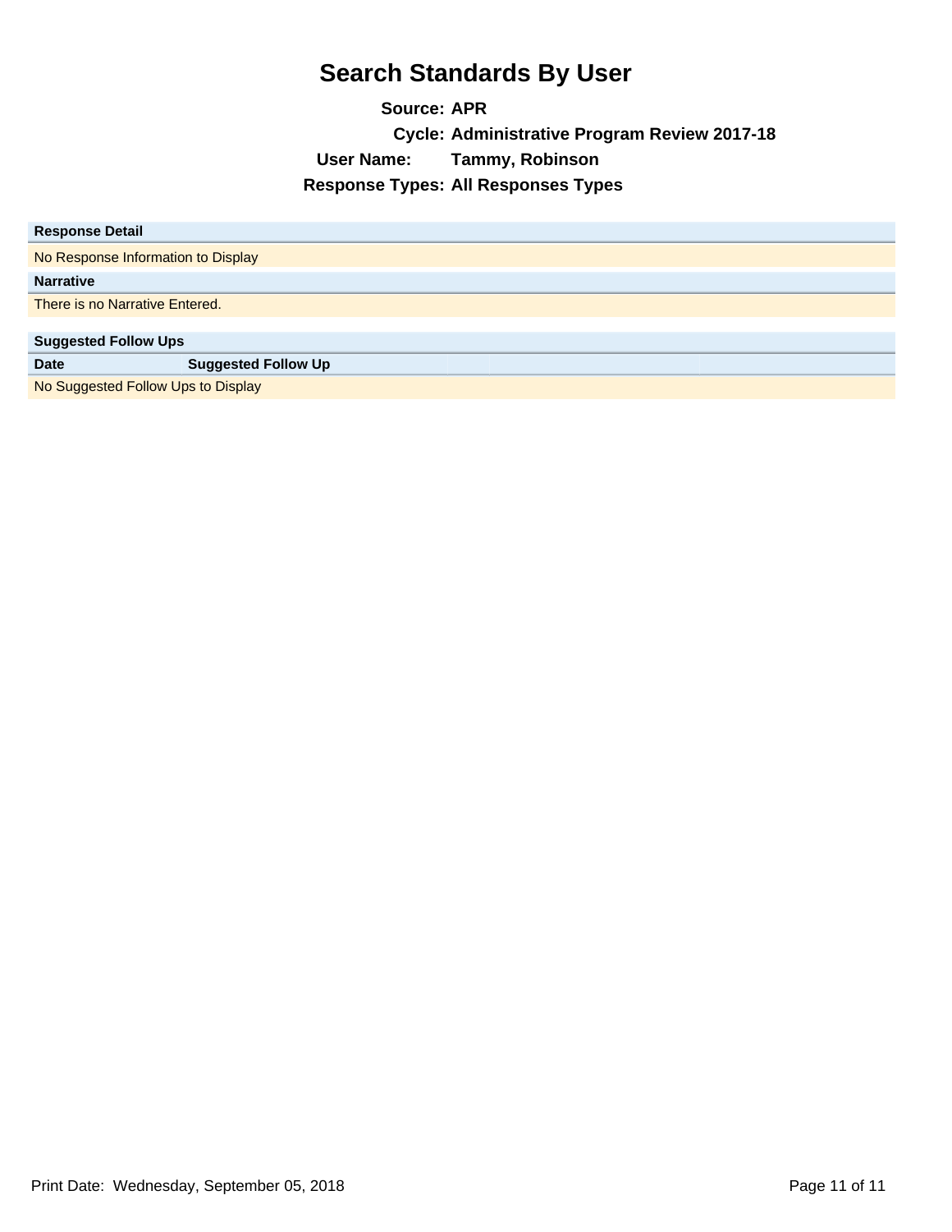# Search Standards By User

**Source:** APR

**Cycle:** Administrative Program Review 2017-18

**User Name:** Tammy, Robinson

**Response Types:** All Responses Types

**Response Detail**

No Response Information to Display

**Narrative**

There is no Narrative Entered.

**Suggested Follow Ups**

| Date | Suggested Follow Up |
|---|---|
| No Suggested Follow Ups to Display | |

Print Date: Wednesday, September 05, 2018